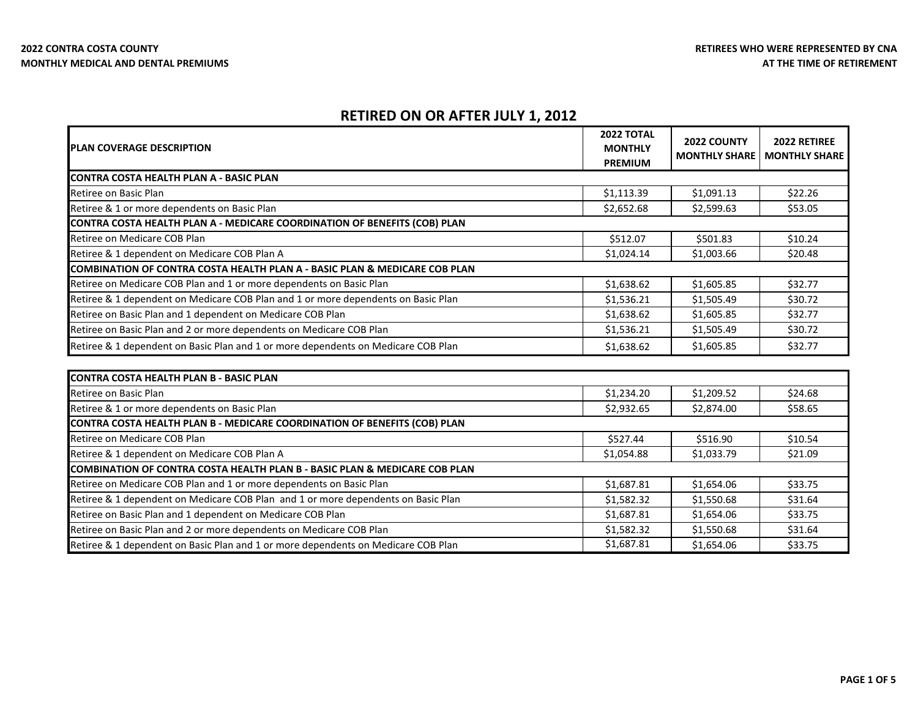**2022 CONTRA COSTA COUNTY**
**MONTHLY MEDICAL AND DENTAL PREMIUMS**

**RETIREES WHO WERE REPRESENTED BY CNA**
**AT THE TIME OF RETIREMENT**

## RETIRED ON OR AFTER JULY 1, 2012

| PLAN COVERAGE DESCRIPTION | 2022 TOTAL MONTHLY PREMIUM | 2022 COUNTY MONTHLY SHARE | 2022 RETIREE MONTHLY SHARE |
|---|---|---|---|
| **CONTRA COSTA HEALTH PLAN A - BASIC PLAN** | | | |
| Retiree on Basic Plan | $1,113.39 | $1,091.13 | $22.26 |
| Retiree & 1 or more dependents on Basic Plan | $2,652.68 | $2,599.63 | $53.05 |
| **CONTRA COSTA HEALTH PLAN A - MEDICARE COORDINATION OF BENEFITS (COB) PLAN** | | | |
| Retiree on Medicare COB Plan | $512.07 | $501.83 | $10.24 |
| Retiree & 1 dependent on Medicare COB Plan A | $1,024.14 | $1,003.66 | $20.48 |
| **COMBINATION OF CONTRA COSTA HEALTH PLAN A - BASIC PLAN & MEDICARE COB PLAN** | | | |
| Retiree on Medicare COB Plan and 1 or more dependents on Basic Plan | $1,638.62 | $1,605.85 | $32.77 |
| Retiree & 1 dependent on Medicare COB Plan and 1 or more dependents on Basic Plan | $1,536.21 | $1,505.49 | $30.72 |
| Retiree on Basic Plan and 1 dependent on Medicare COB Plan | $1,638.62 | $1,605.85 | $32.77 |
| Retiree on Basic Plan and 2 or more dependents on Medicare COB Plan | $1,536.21 | $1,505.49 | $30.72 |
| Retiree & 1 dependent on Basic Plan and 1 or more dependents on Medicare COB Plan | $1,638.62 | $1,605.85 | $32.77 |

| PLAN COVERAGE DESCRIPTION | 2022 TOTAL MONTHLY PREMIUM | 2022 COUNTY MONTHLY SHARE | 2022 RETIREE MONTHLY SHARE |
|---|---|---|---|
| **CONTRA COSTA HEALTH PLAN B - BASIC PLAN** | | | |
| Retiree on Basic Plan | $1,234.20 | $1,209.52 | $24.68 |
| Retiree & 1 or more dependents on Basic Plan | $2,932.65 | $2,874.00 | $58.65 |
| **CONTRA COSTA HEALTH PLAN B - MEDICARE COORDINATION OF BENEFITS (COB) PLAN** | | | |
| Retiree on Medicare COB Plan | $527.44 | $516.90 | $10.54 |
| Retiree & 1 dependent on Medicare COB Plan A | $1,054.88 | $1,033.79 | $21.09 |
| **COMBINATION OF CONTRA COSTA HEALTH PLAN B - BASIC PLAN & MEDICARE COB PLAN** | | | |
| Retiree on Medicare COB Plan and 1 or more dependents on Basic Plan | $1,687.81 | $1,654.06 | $33.75 |
| Retiree & 1 dependent on Medicare COB Plan and 1 or more dependents on Basic Plan | $1,582.32 | $1,550.68 | $31.64 |
| Retiree on Basic Plan and 1 dependent on Medicare COB Plan | $1,687.81 | $1,654.06 | $33.75 |
| Retiree on Basic Plan and 2 or more dependents on Medicare COB Plan | $1,582.32 | $1,550.68 | $31.64 |
| Retiree & 1 dependent on Basic Plan and 1 or more dependents on Medicare COB Plan | $1,687.81 | $1,654.06 | $33.75 |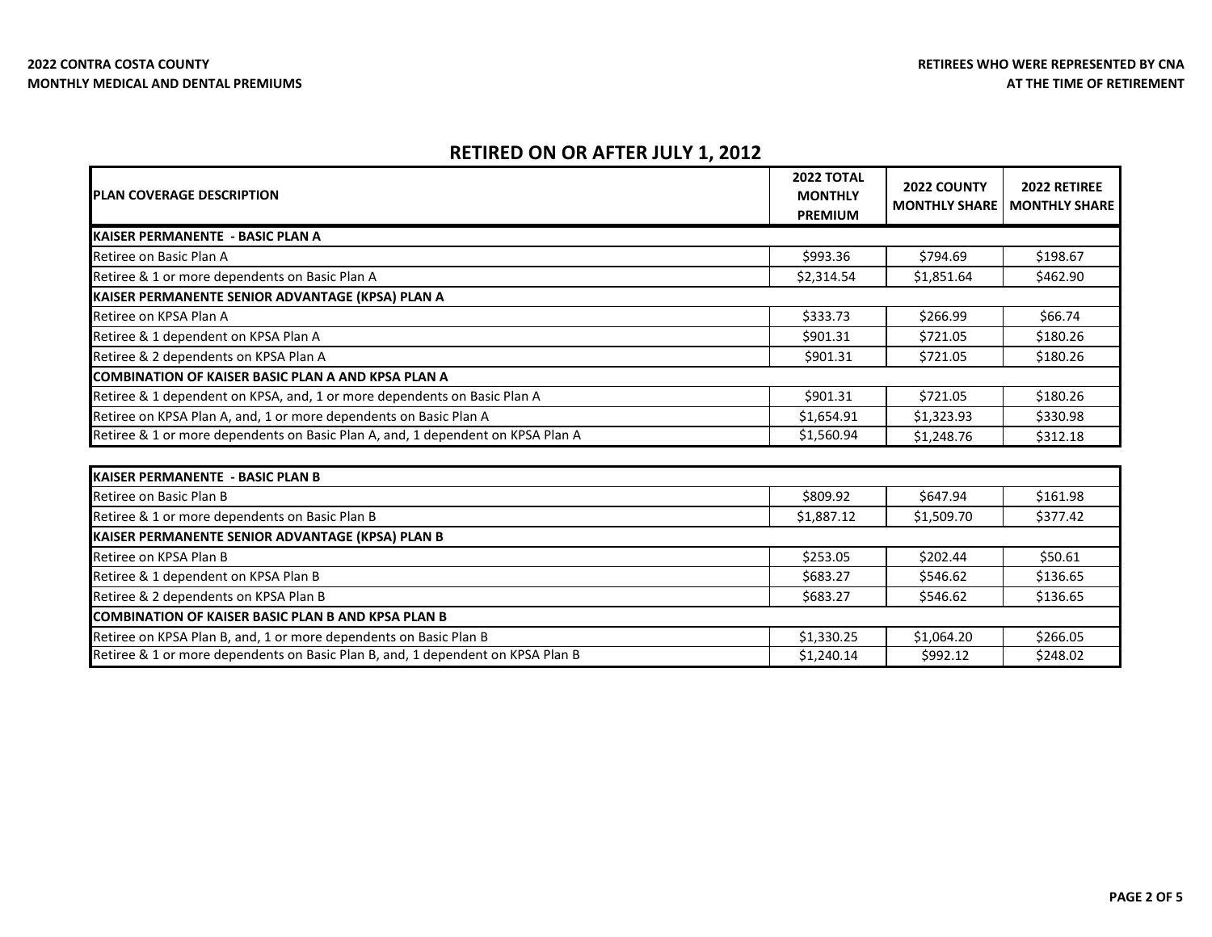**2022 CONTRA COSTA COUNTY**
**MONTHLY MEDICAL AND DENTAL PREMIUMS**

**RETIREES WHO WERE REPRESENTED BY CNA**
**AT THE TIME OF RETIREMENT**

## RETIRED ON OR AFTER JULY 1, 2012

| PLAN COVERAGE DESCRIPTION | 2022 TOTAL MONTHLY PREMIUM | 2022 COUNTY MONTHLY SHARE | 2022 RETIREE MONTHLY SHARE |
|---|---|---|---|
| **KAISER PERMANENTE - BASIC PLAN A** | | | |
| Retiree on Basic Plan A | $993.36 | $794.69 | $198.67 |
| Retiree & 1 or more dependents on Basic Plan A | $2,314.54 | $1,851.64 | $462.90 |
| **KAISER PERMANENTE SENIOR ADVANTAGE (KPSA) PLAN A** | | | |
| Retiree on KPSA Plan A | $333.73 | $266.99 | $66.74 |
| Retiree & 1 dependent on KPSA Plan A | $901.31 | $721.05 | $180.26 |
| Retiree & 2 dependents on KPSA Plan A | $901.31 | $721.05 | $180.26 |
| **COMBINATION OF KAISER BASIC PLAN A AND KPSA PLAN A** | | | |
| Retiree & 1 dependent on KPSA, and, 1 or more dependents on Basic Plan A | $901.31 | $721.05 | $180.26 |
| Retiree on KPSA Plan A, and, 1 or more dependents on Basic Plan A | $1,654.91 | $1,323.93 | $330.98 |
| Retiree & 1 or more dependents on Basic Plan A, and, 1 dependent on KPSA Plan A | $1,560.94 | $1,248.76 | $312.18 |

| PLAN COVERAGE DESCRIPTION | 2022 TOTAL MONTHLY PREMIUM | 2022 COUNTY MONTHLY SHARE | 2022 RETIREE MONTHLY SHARE |
|---|---|---|---|
| **KAISER PERMANENTE - BASIC PLAN B** | | | |
| Retiree on Basic Plan B | $809.92 | $647.94 | $161.98 |
| Retiree & 1 or more dependents on Basic Plan B | $1,887.12 | $1,509.70 | $377.42 |
| **KAISER PERMANENTE SENIOR ADVANTAGE (KPSA) PLAN B** | | | |
| Retiree on KPSA Plan B | $253.05 | $202.44 | $50.61 |
| Retiree & 1 dependent on KPSA Plan B | $683.27 | $546.62 | $136.65 |
| Retiree & 2 dependents on KPSA Plan B | $683.27 | $546.62 | $136.65 |
| **COMBINATION OF KAISER BASIC PLAN B AND KPSA PLAN B** | | | |
| Retiree on KPSA Plan B, and, 1 or more dependents on Basic Plan B | $1,330.25 | $1,064.20 | $266.05 |
| Retiree & 1 or more dependents on Basic Plan B, and, 1 dependent on KPSA Plan B | $1,240.14 | $992.12 | $248.02 |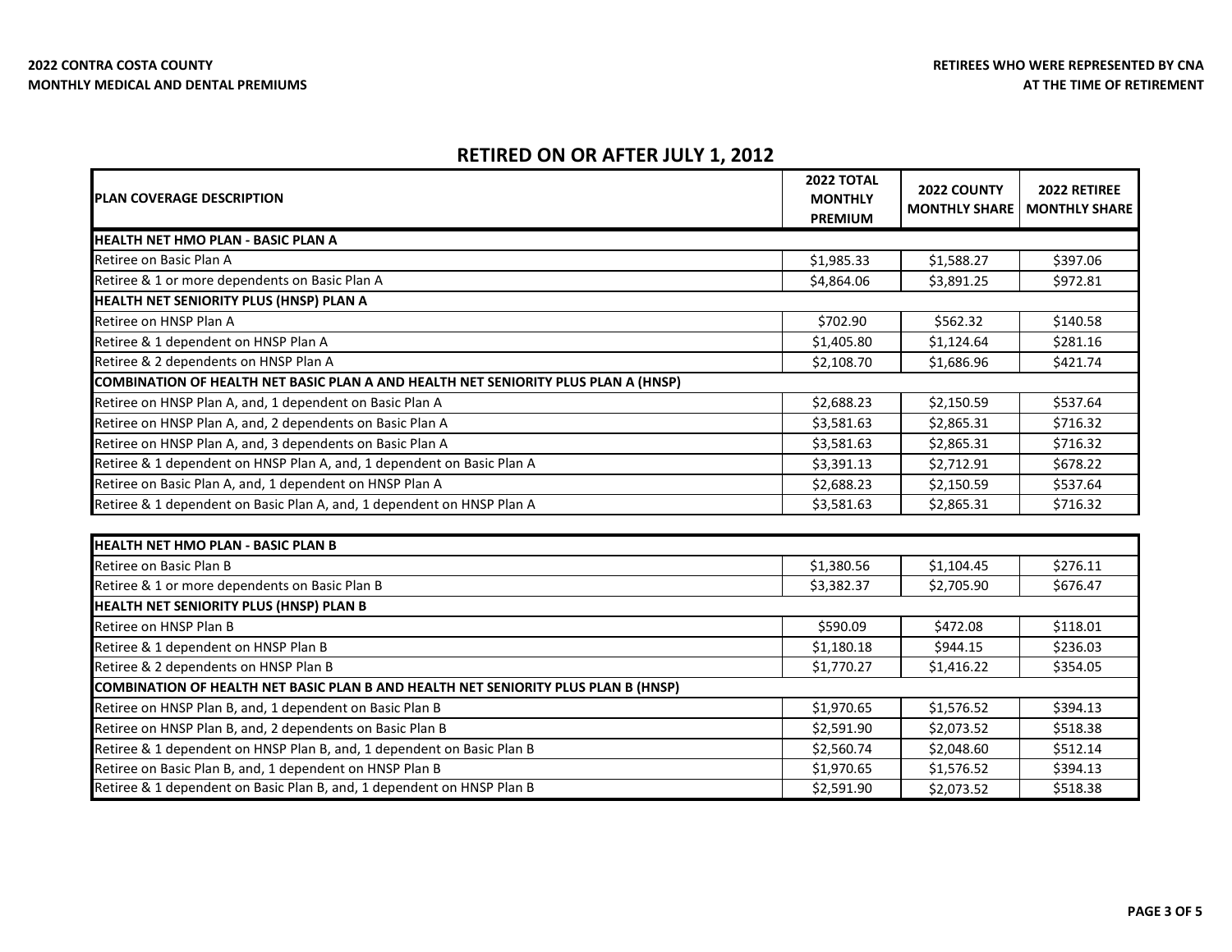**2022 CONTRA COSTA COUNTY**
**MONTHLY MEDICAL AND DENTAL PREMIUMS**

**RETIREES WHO WERE REPRESENTED BY CNA**
**AT THE TIME OF RETIREMENT**

## RETIRED ON OR AFTER JULY 1, 2012

| PLAN COVERAGE DESCRIPTION | 2022 TOTAL MONTHLY PREMIUM | 2022 COUNTY MONTHLY SHARE | 2022 RETIREE MONTHLY SHARE |
|---|---|---|---|
| **HEALTH NET HMO PLAN - BASIC PLAN A** | | | |
| Retiree on Basic Plan A | $1,985.33 | $1,588.27 | $397.06 |
| Retiree & 1 or more dependents on Basic Plan A | $4,864.06 | $3,891.25 | $972.81 |
| **HEALTH NET SENIORITY PLUS (HNSP) PLAN A** | | | |
| Retiree on HNSP Plan A | $702.90 | $562.32 | $140.58 |
| Retiree & 1 dependent on HNSP Plan A | $1,405.80 | $1,124.64 | $281.16 |
| Retiree & 2 dependents on HNSP Plan A | $2,108.70 | $1,686.96 | $421.74 |
| **COMBINATION OF HEALTH NET BASIC PLAN A AND HEALTH NET SENIORITY PLUS PLAN A (HNSP)** | | | |
| Retiree on HNSP Plan A, and, 1 dependent on Basic Plan A | $2,688.23 | $2,150.59 | $537.64 |
| Retiree on HNSP Plan A, and, 2 dependents on Basic Plan A | $3,581.63 | $2,865.31 | $716.32 |
| Retiree on HNSP Plan A, and, 3 dependents on Basic Plan A | $3,581.63 | $2,865.31 | $716.32 |
| Retiree & 1 dependent on HNSP Plan A, and, 1 dependent on Basic Plan A | $3,391.13 | $2,712.91 | $678.22 |
| Retiree on Basic Plan A, and, 1 dependent on HNSP Plan A | $2,688.23 | $2,150.59 | $537.64 |
| Retiree & 1 dependent on Basic Plan A, and, 1 dependent on HNSP Plan A | $3,581.63 | $2,865.31 | $716.32 |

| PLAN COVERAGE DESCRIPTION | 2022 TOTAL MONTHLY PREMIUM | 2022 COUNTY MONTHLY SHARE | 2022 RETIREE MONTHLY SHARE |
|---|---|---|---|
| **HEALTH NET HMO PLAN - BASIC PLAN B** | | | |
| Retiree on Basic Plan B | $1,380.56 | $1,104.45 | $276.11 |
| Retiree & 1 or more dependents on Basic Plan B | $3,382.37 | $2,705.90 | $676.47 |
| **HEALTH NET SENIORITY PLUS (HNSP) PLAN B** | | | |
| Retiree on HNSP Plan B | $590.09 | $472.08 | $118.01 |
| Retiree & 1 dependent on HNSP Plan B | $1,180.18 | $944.15 | $236.03 |
| Retiree & 2 dependents on HNSP Plan B | $1,770.27 | $1,416.22 | $354.05 |
| **COMBINATION OF HEALTH NET BASIC PLAN B AND HEALTH NET SENIORITY PLUS PLAN B (HNSP)** | | | |
| Retiree on HNSP Plan B, and, 1 dependent on Basic Plan B | $1,970.65 | $1,576.52 | $394.13 |
| Retiree on HNSP Plan B, and, 2 dependents on Basic Plan B | $2,591.90 | $2,073.52 | $518.38 |
| Retiree & 1 dependent on HNSP Plan B, and, 1 dependent on Basic Plan B | $2,560.74 | $2,048.60 | $512.14 |
| Retiree on Basic Plan B, and, 1 dependent on HNSP Plan B | $1,970.65 | $1,576.52 | $394.13 |
| Retiree & 1 dependent on Basic Plan B, and, 1 dependent on HNSP Plan B | $2,591.90 | $2,073.52 | $518.38 |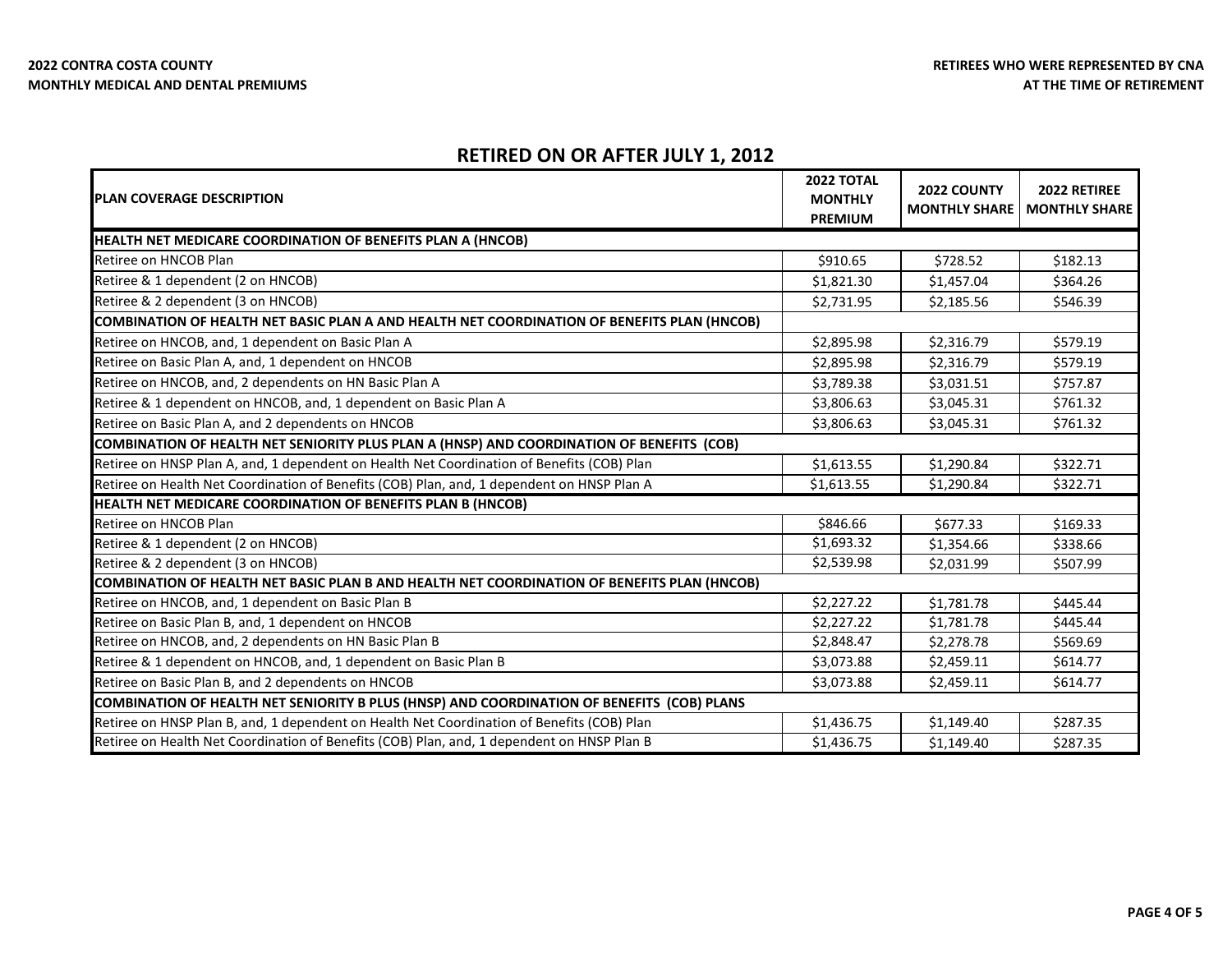**2022 CONTRA COSTA COUNTY**
**MONTHLY MEDICAL AND DENTAL PREMIUMS**

**RETIREES WHO WERE REPRESENTED BY CNA**
**AT THE TIME OF RETIREMENT**

## RETIRED ON OR AFTER JULY 1, 2012

| PLAN COVERAGE DESCRIPTION | 2022 TOTAL MONTHLY PREMIUM | 2022 COUNTY MONTHLY SHARE | 2022 RETIREE MONTHLY SHARE |
|---|---|---|---|
| **HEALTH NET MEDICARE COORDINATION OF BENEFITS PLAN A (HNCOB)** | | | |
| Retiree on HNCOB Plan | $910.65 | $728.52 | $182.13 |
| Retiree & 1 dependent (2 on HNCOB) | $1,821.30 | $1,457.04 | $364.26 |
| Retiree & 2 dependent (3 on HNCOB) | $2,731.95 | $2,185.56 | $546.39 |
| **COMBINATION OF HEALTH NET BASIC PLAN A AND HEALTH NET COORDINATION OF BENEFITS PLAN (HNCOB)** | | | |
| Retiree on HNCOB, and, 1 dependent on Basic Plan A | $2,895.98 | $2,316.79 | $579.19 |
| Retiree on Basic Plan A, and, 1 dependent on HNCOB | $2,895.98 | $2,316.79 | $579.19 |
| Retiree on HNCOB, and, 2 dependents on HN Basic Plan A | $3,789.38 | $3,031.51 | $757.87 |
| Retiree & 1 dependent on HNCOB, and, 1 dependent on Basic Plan A | $3,806.63 | $3,045.31 | $761.32 |
| Retiree on Basic Plan A, and 2 dependents on HNCOB | $3,806.63 | $3,045.31 | $761.32 |
| **COMBINATION OF HEALTH NET SENIORITY PLUS PLAN A (HNSP) AND COORDINATION OF BENEFITS (COB)** | | | |
| Retiree on HNSP Plan A, and, 1 dependent on Health Net Coordination of Benefits (COB) Plan | $1,613.55 | $1,290.84 | $322.71 |
| Retiree on Health Net Coordination of Benefits (COB) Plan, and, 1 dependent on HNSP Plan A | $1,613.55 | $1,290.84 | $322.71 |
| **HEALTH NET MEDICARE COORDINATION OF BENEFITS PLAN B (HNCOB)** | | | |
| Retiree on HNCOB Plan | $846.66 | $677.33 | $169.33 |
| Retiree & 1 dependent (2 on HNCOB) | $1,693.32 | $1,354.66 | $338.66 |
| Retiree & 2 dependent (3 on HNCOB) | $2,539.98 | $2,031.99 | $507.99 |
| **COMBINATION OF HEALTH NET BASIC PLAN B AND HEALTH NET COORDINATION OF BENEFITS PLAN (HNCOB)** | | | |
| Retiree on HNCOB, and, 1 dependent on Basic Plan B | $2,227.22 | $1,781.78 | $445.44 |
| Retiree on Basic Plan B, and, 1 dependent on HNCOB | $2,227.22 | $1,781.78 | $445.44 |
| Retiree on HNCOB, and, 2 dependents on HN Basic Plan B | $2,848.47 | $2,278.78 | $569.69 |
| Retiree & 1 dependent on HNCOB, and, 1 dependent on Basic Plan B | $3,073.88 | $2,459.11 | $614.77 |
| Retiree on Basic Plan B, and 2 dependents on HNCOB | $3,073.88 | $2,459.11 | $614.77 |
| **COMBINATION OF HEALTH NET SENIORITY B PLUS (HNSP) AND COORDINATION OF BENEFITS (COB) PLANS** | | | |
| Retiree on HNSP Plan B, and, 1 dependent on Health Net Coordination of Benefits (COB) Plan | $1,436.75 | $1,149.40 | $287.35 |
| Retiree on Health Net Coordination of Benefits (COB) Plan, and, 1 dependent on HNSP Plan B | $1,436.75 | $1,149.40 | $287.35 |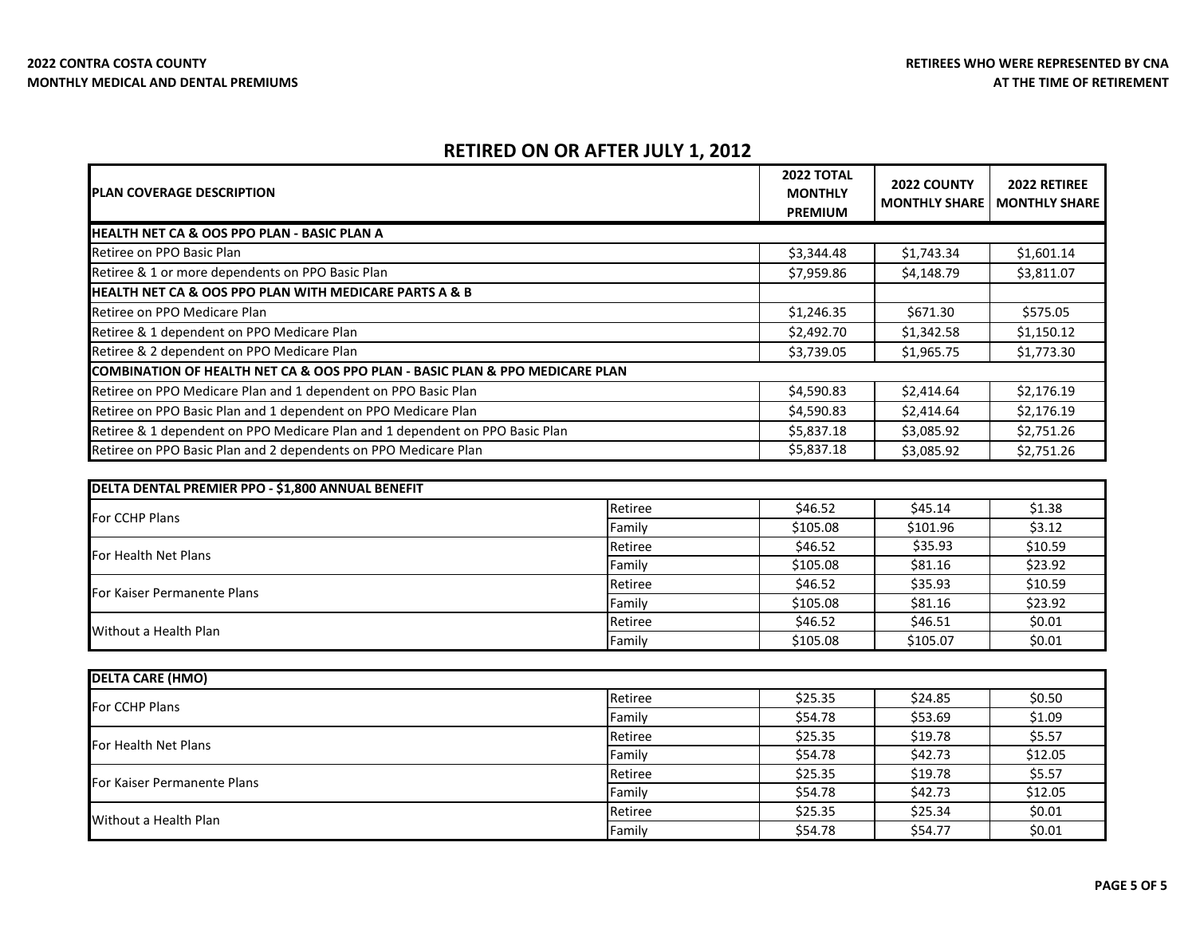**2022 CONTRA COSTA COUNTY**
**MONTHLY MEDICAL AND DENTAL PREMIUMS**

**RETIREES WHO WERE REPRESENTED BY CNA AT THE TIME OF RETIREMENT**

## RETIRED ON OR AFTER JULY 1, 2012

| PLAN COVERAGE DESCRIPTION | 2022 TOTAL MONTHLY PREMIUM | 2022 COUNTY MONTHLY SHARE | 2022 RETIREE MONTHLY SHARE |
|---|---|---|---|
| **HEALTH NET CA & OOS PPO PLAN - BASIC PLAN A** | | | |
| Retiree on PPO Basic Plan | $3,344.48 | $1,743.34 | $1,601.14 |
| Retiree & 1 or more dependents on PPO Basic Plan | $7,959.86 | $4,148.79 | $3,811.07 |
| **HEALTH NET CA & OOS PPO PLAN WITH MEDICARE PARTS A & B** | | | |
| Retiree on PPO Medicare Plan | $1,246.35 | $671.30 | $575.05 |
| Retiree & 1 dependent on PPO Medicare Plan | $2,492.70 | $1,342.58 | $1,150.12 |
| Retiree & 2 dependent on PPO Medicare Plan | $3,739.05 | $1,965.75 | $1,773.30 |
| **COMBINATION OF HEALTH NET CA & OOS PPO PLAN - BASIC PLAN & PPO MEDICARE PLAN** | | | |
| Retiree on PPO Medicare Plan and 1 dependent on PPO Basic Plan | $4,590.83 | $2,414.64 | $2,176.19 |
| Retiree on PPO Basic Plan and 1 dependent on PPO Medicare Plan | $4,590.83 | $2,414.64 | $2,176.19 |
| Retiree & 1 dependent on PPO Medicare Plan and 1 dependent on PPO Basic Plan | $5,837.18 | $3,085.92 | $2,751.26 |
| Retiree on PPO Basic Plan and 2 dependents on PPO Medicare Plan | $5,837.18 | $3,085.92 | $2,751.26 |

| DELTA DENTAL PREMIER PPO - $1,800 ANNUAL BENEFIT | | | | |
|---|---|---|---|---|
| For CCHP Plans | Retiree | $46.52 | $45.14 | $1.38 |
| | Family | $105.08 | $101.96 | $3.12 |
| For Health Net Plans | Retiree | $46.52 | $35.93 | $10.59 |
| | Family | $105.08 | $81.16 | $23.92 |
| For Kaiser Permanente Plans | Retiree | $46.52 | $35.93 | $10.59 |
| | Family | $105.08 | $81.16 | $23.92 |
| Without a Health Plan | Retiree | $46.52 | $46.51 | $0.01 |
| | Family | $105.08 | $105.07 | $0.01 |

| DELTA CARE (HMO) | | | | |
|---|---|---|---|---|
| For CCHP Plans | Retiree | $25.35 | $24.85 | $0.50 |
| | Family | $54.78 | $53.69 | $1.09 |
| For Health Net Plans | Retiree | $25.35 | $19.78 | $5.57 |
| | Family | $54.78 | $42.73 | $12.05 |
| For Kaiser Permanente Plans | Retiree | $25.35 | $19.78 | $5.57 |
| | Family | $54.78 | $42.73 | $12.05 |
| Without a Health Plan | Retiree | $25.35 | $25.34 | $0.01 |
| | Family | $54.78 | $54.77 | $0.01 |